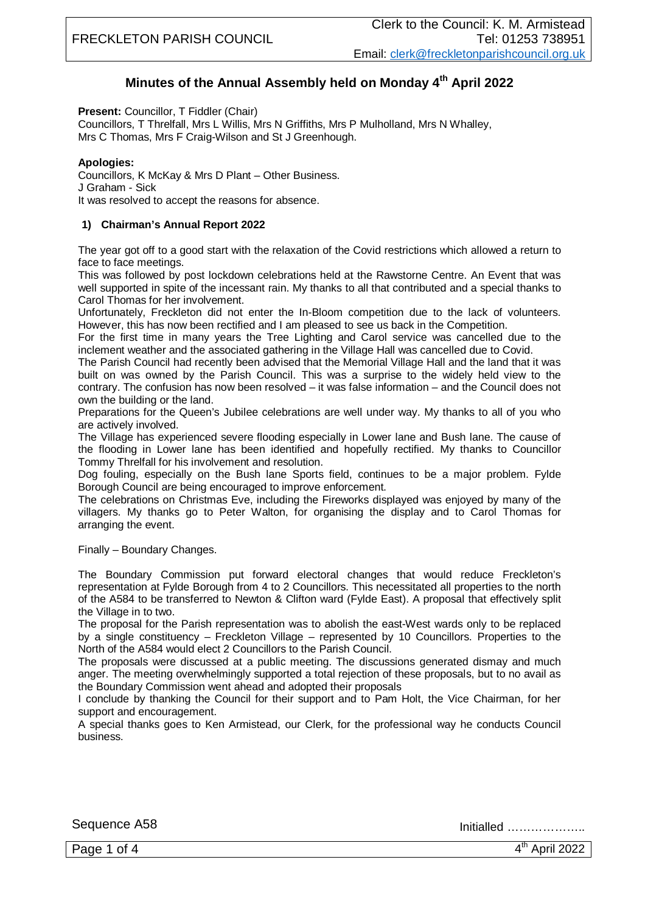| FRECKLETON PARISH COUNCIL | Clerk to the Council: K. M. Armistead<br>Tel: 01253 738951<br>Email: clerk@freckletonparishcouncil.org.uk |
| --- | --- |

## Minutes of the Annual Assembly held on Monday 4th April 2022

**Present:** Councillor, T Fiddler (Chair)
Councillors, T Threlfall, Mrs L Willis, Mrs N Griffiths, Mrs P Mulholland, Mrs N Whalley, Mrs C Thomas, Mrs F Craig-Wilson and St J Greenhough.

**Apologies:**
Councillors, K McKay & Mrs D Plant – Other Business.
J Graham - Sick
It was resolved to accept the reasons for absence.

### 1) Chairman's Annual Report 2022

The year got off to a good start with the relaxation of the Covid restrictions which allowed a return to face to face meetings.
This was followed by post lockdown celebrations held at the Rawstorne Centre. An Event that was well supported in spite of the incessant rain. My thanks to all that contributed and a special thanks to Carol Thomas for her involvement.
Unfortunately, Freckleton did not enter the In-Bloom competition due to the lack of volunteers. However, this has now been rectified and I am pleased to see us back in the Competition.
For the first time in many years the Tree Lighting and Carol service was cancelled due to the inclement weather and the associated gathering in the Village Hall was cancelled due to Covid.
The Parish Council had recently been advised that the Memorial Village Hall and the land that it was built on was owned by the Parish Council. This was a surprise to the widely held view to the contrary. The confusion has now been resolved – it was false information – and the Council does not own the building or the land.
Preparations for the Queen's Jubilee celebrations are well under way. My thanks to all of you who are actively involved.
The Village has experienced severe flooding especially in Lower lane and Bush lane. The cause of the flooding in Lower lane has been identified and hopefully rectified. My thanks to Councillor Tommy Threlfall for his involvement and resolution.
Dog fouling, especially on the Bush lane Sports field, continues to be a major problem. Fylde Borough Council are being encouraged to improve enforcement.
The celebrations on Christmas Eve, including the Fireworks displayed was enjoyed by many of the villagers. My thanks go to Peter Walton, for organising the display and to Carol Thomas for arranging the event.

Finally – Boundary Changes.

The Boundary Commission put forward electoral changes that would reduce Freckleton's representation at Fylde Borough from 4 to 2 Councillors. This necessitated all properties to the north of the A584 to be transferred to Newton & Clifton ward (Fylde East). A proposal that effectively split the Village in to two.
The proposal for the Parish representation was to abolish the east-West wards only to be replaced by a single constituency – Freckleton Village – represented by 10 Councillors. Properties to the North of the A584 would elect 2 Councillors to the Parish Council.
The proposals were discussed at a public meeting. The discussions generated dismay and much anger. The meeting overwhelmingly supported a total rejection of these proposals, but to no avail as the Boundary Commission went ahead and adopted their proposals
I conclude by thanking the Council for their support and to Pam Holt, the Vice Chairman, for her support and encouragement.
A special thanks goes to Ken Armistead, our Clerk, for the professional way he conducts Council business.

Sequence A58 Initialled ………………..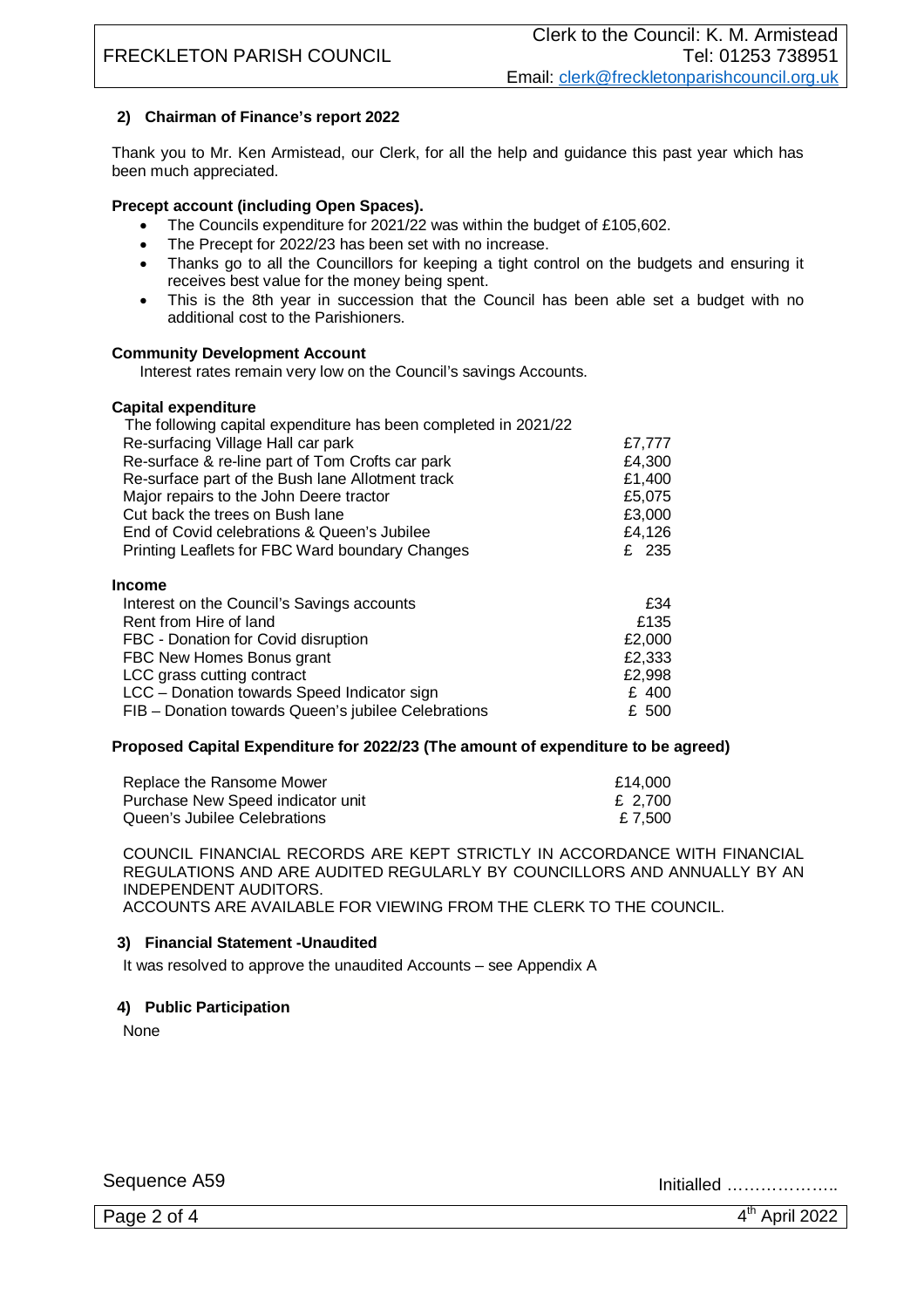## 2) Chairman of Finance's report 2022

Thank you to Mr. Ken Armistead, our Clerk, for all the help and guidance this past year which has been much appreciated.

**Precept account (including Open Spaces).**

- The Councils expenditure for 2021/22 was within the budget of £105,602.
- The Precept for 2022/23 has been set with no increase.
- Thanks go to all the Councillors for keeping a tight control on the budgets and ensuring it receives best value for the money being spent.
- This is the 8th year in succession that the Council has been able set a budget with no additional cost to the Parishioners.

**Community Development Account**

Interest rates remain very low on the Council's savings Accounts.

**Capital expenditure**

The following capital expenditure has been completed in 2021/22

| | |
|---|---|
| Re-surfacing Village Hall car park | £7,777 |
| Re-surface & re-line part of Tom Crofts car park | £4,300 |
| Re-surface part of the Bush lane Allotment track | £1,400 |
| Major repairs to the John Deere tractor | £5,075 |
| Cut back the trees on Bush lane | £3,000 |
| End of Covid celebrations & Queen's Jubilee | £4,126 |
| Printing Leaflets for FBC Ward boundary Changes | £ 235 |

**Income**

| | |
|---|---|
| Interest on the Council's Savings accounts | £34 |
| Rent from Hire of land | £135 |
| FBC - Donation for Covid disruption | £2,000 |
| FBC New Homes Bonus grant | £2,333 |
| LCC grass cutting contract | £2,998 |
| LCC – Donation towards Speed Indicator sign | £ 400 |
| FIB – Donation towards Queen's jubilee Celebrations | £ 500 |

**Proposed Capital Expenditure for 2022/23 (The amount of expenditure to be agreed)**

| | |
|---|---|
| Replace the Ransome Mower | £14,000 |
| Purchase New Speed indicator unit | £ 2,700 |
| Queen's Jubilee Celebrations | £ 7,500 |

COUNCIL FINANCIAL RECORDS ARE KEPT STRICTLY IN ACCORDANCE WITH FINANCIAL REGULATIONS AND ARE AUDITED REGULARLY BY COUNCILLORS AND ANNUALLY BY AN INDEPENDENT AUDITORS.
ACCOUNTS ARE AVAILABLE FOR VIEWING FROM THE CLERK TO THE COUNCIL.

## 3) Financial Statement -Unaudited

It was resolved to approve the unaudited Accounts – see Appendix A

## 4) Public Participation

None

Sequence A59

Initialled ………………..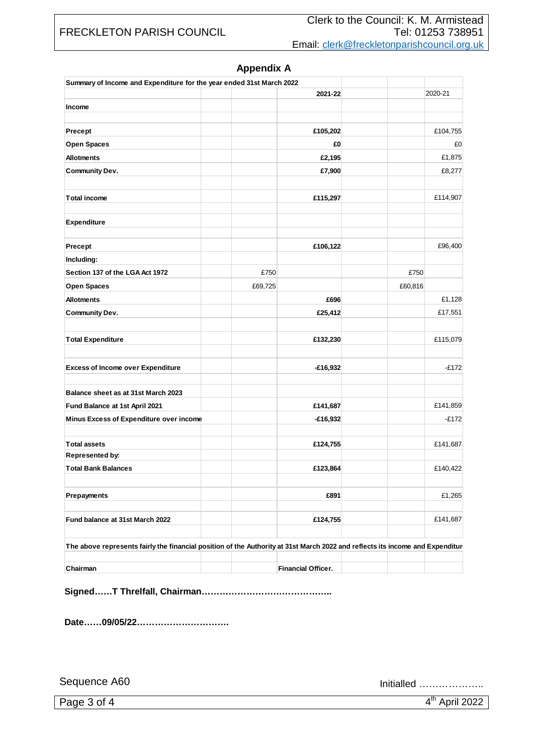## Appendix A

| Summary of Income and Expenditure for the year ended 31st March 2022 | | | | | |
|---|---|---|---|---|---|
| | | 2021-22 | | | 2020-21 |
| **Income** | | | | | |
| **Precept** | | **£105,202** | | | £104,755 |
| **Open Spaces** | | **£0** | | | £0 |
| **Allotments** | | **£2,195** | | | £1,875 |
| **Community Dev.** | | **£7,900** | | | £8,277 |
| **Total income** | | **£115,297** | | | £114,907 |
| **Expenditure** | | | | | |
| **Precept** | | **£106,122** | | | £96,400 |
| **Including:** | | | | | |
| **Section 137 of the LGA Act 1972** | £750 | | | £750 | |
| **Open Spaces** | £69,725 | | | £60,816 | |
| **Allotments** | | **£696** | | | £1,128 |
| **Community Dev.** | | **£25,412** | | | £17,551 |
| **Total Expenditure** | | **£132,230** | | | £115,079 |
| **Excess of Income over Expenditure** | | **-£16,932** | | | -£172 |
| **Balance sheet as at 31st March 2023** | | | | | |
| **Fund Balance at 1st April 2021** | | **£141,687** | | | £141,859 |
| **Minus Excess of Expenditure over income** | | **-£16,932** | | | -£172 |
| **Total assets** | | **£124,755** | | | £141,687 |
| **Represented by:** | | | | | |
| **Total Bank Balances** | | **£123,864** | | | £140,422 |
| **Prepayments** | | **£891** | | | £1,265 |
| **Fund balance at 31st March 2022** | | **£124,755** | | | £141,687 |

**The above represents fairly the financial position of the Authority at 31st March 2022 and reflects its income and Expenditur**

| **Chairman** | | **Financial Officer.** | | | |
|---|---|---|---|---|---|

**Signed……T Threlfall, Chairman……………………………………..**

**Date……09/05/22………………………….**

Sequence A60

Initialled ………………..